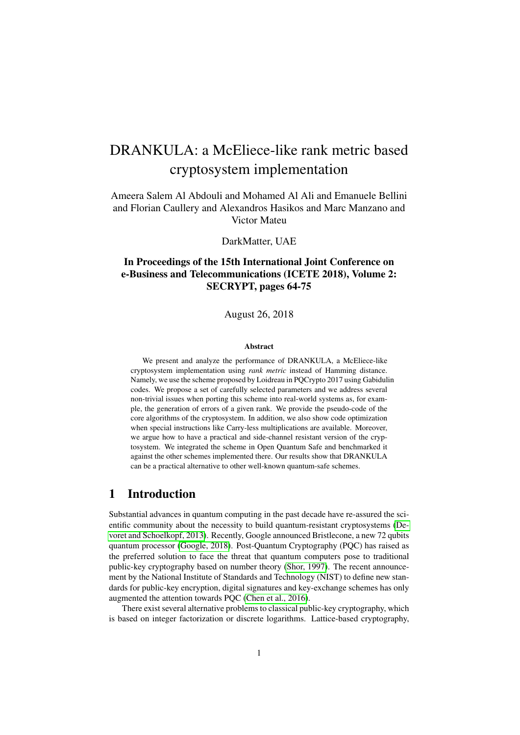# DRANKULA: a McEliece-like rank metric based cryptosystem implementation

Ameera Salem Al Abdouli and Mohamed Al Ali and Emanuele Bellini and Florian Caullery and Alexandros Hasikos and Marc Manzano and Victor Mateu

DarkMatter, UAE

**In Proceedings of the 15th International Joint Conference on e-Business and Telecommunications (ICETE 2018), Volume 2: SECRYPT, pages 64-75**

August 26, 2018

**Abstract**

We present and analyze the performance of DRANKULA, a McEliece-like cryptosystem implementation using *rank metric* instead of Hamming distance. Namely, we use the scheme proposed by Loidreau in PQCrypto 2017 using Gabidulin codes. We propose a set of carefully selected parameters and we address several non-trivial issues when porting this scheme into real-world systems as, for example, the generation of errors of a given rank. We provide the pseudo-code of the core algorithms of the cryptosystem. In addition, we also show code optimization when special instructions like Carry-less multiplications are available. Moreover, we argue how to have a practical and side-channel resistant version of the cryptosystem. We integrated the scheme in Open Quantum Safe and benchmarked it against the other schemes implemented there. Our results show that DRANKULA can be a practical alternative to other well-known quantum-safe schemes.

## 1 Introduction

Substantial advances in quantum computing in the past decade have re-assured the scientific community about the necessity to build quantum-resistant cryptosystems (Devoret and Schoelkopf, 2013). Recently, Google announced Bristlecone, a new 72 qubits quantum processor (Google, 2018). Post-Quantum Cryptography (PQC) has raised as the preferred solution to face the threat that quantum computers pose to traditional public-key cryptography based on number theory (Shor, 1997). The recent announcement by the National Institute of Standards and Technology (NIST) to define new standards for public-key encryption, digital signatures and key-exchange schemes has only augmented the attention towards PQC (Chen et al., 2016).

There exist several alternative problems to classical public-key cryptography, which is based on integer factorization or discrete logarithms. Lattice-based cryptography,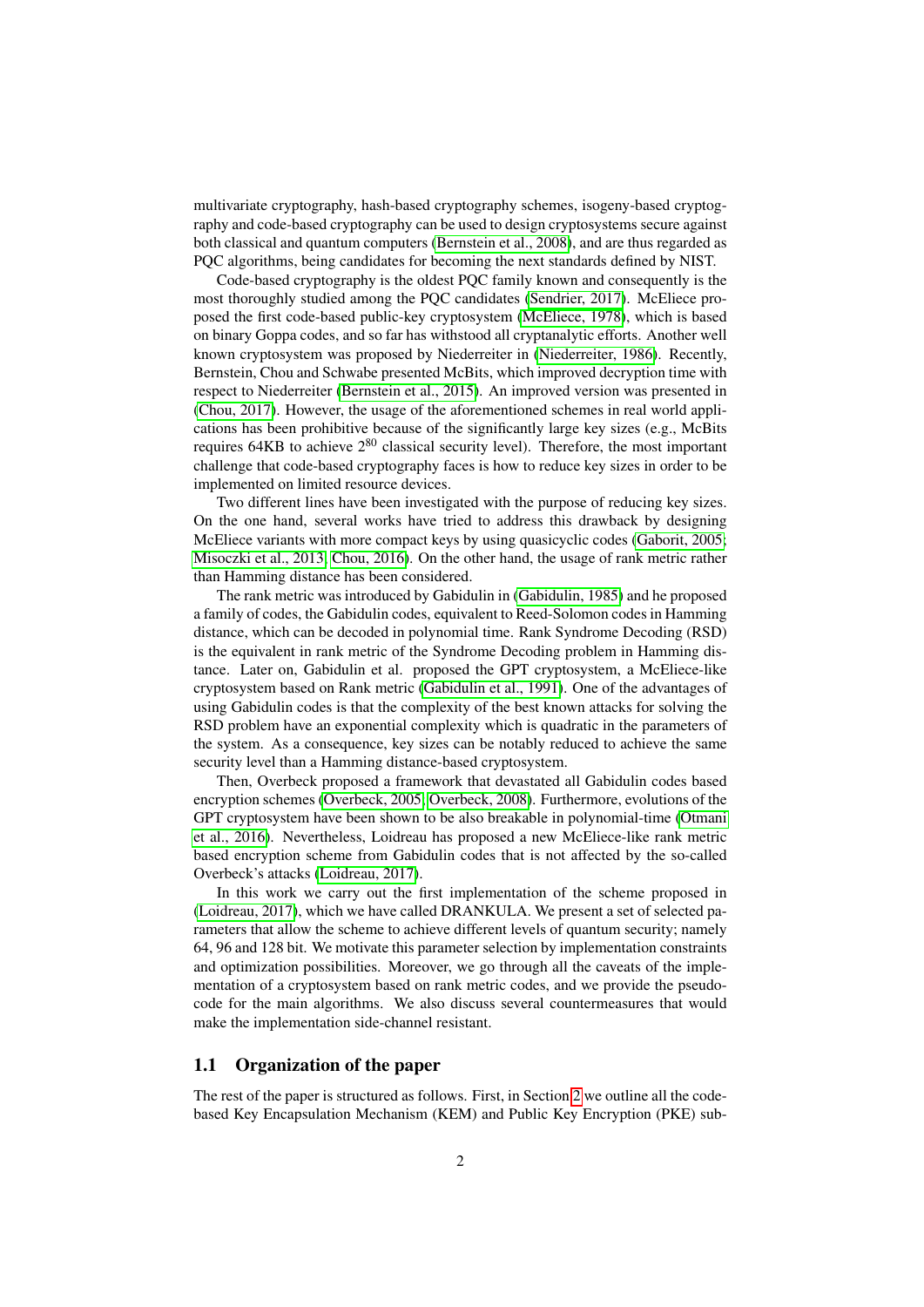multivariate cryptography, hash-based cryptography schemes, isogeny-based cryptography and code-based cryptography can be used to design cryptosystems secure against both classical and quantum computers (Bernstein et al., 2008), and are thus regarded as PQC algorithms, being candidates for becoming the next standards defined by NIST.

Code-based cryptography is the oldest PQC family known and consequently is the most thoroughly studied among the PQC candidates (Sendrier, 2017). McEliece proposed the first code-based public-key cryptosystem (McEliece, 1978), which is based on binary Goppa codes, and so far has withstood all cryptanalytic efforts. Another well known cryptosystem was proposed by Niederreiter in (Niederreiter, 1986). Recently, Bernstein, Chou and Schwabe presented McBits, which improved decryption time with respect to Niederreiter (Bernstein et al., 2015). An improved version was presented in (Chou, 2017). However, the usage of the aforementioned schemes in real world applications has been prohibitive because of the significantly large key sizes (e.g., McBits requires 64KB to achieve $2^{80}$ classical security level). Therefore, the most important challenge that code-based cryptography faces is how to reduce key sizes in order to be implemented on limited resource devices.

Two different lines have been investigated with the purpose of reducing key sizes. On the one hand, several works have tried to address this drawback by designing McEliece variants with more compact keys by using quasicyclic codes (Gaborit, 2005; Misoczki et al., 2013; Chou, 2016). On the other hand, the usage of rank metric rather than Hamming distance has been considered.

The rank metric was introduced by Gabidulin in (Gabidulin, 1985) and he proposed a family of codes, the Gabidulin codes, equivalent to Reed-Solomon codes in Hamming distance, which can be decoded in polynomial time. Rank Syndrome Decoding (RSD) is the equivalent in rank metric of the Syndrome Decoding problem in Hamming distance. Later on, Gabidulin et al. proposed the GPT cryptosystem, a McEliece-like cryptosystem based on Rank metric (Gabidulin et al., 1991). One of the advantages of using Gabidulin codes is that the complexity of the best known attacks for solving the RSD problem have an exponential complexity which is quadratic in the parameters of the system. As a consequence, key sizes can be notably reduced to achieve the same security level than a Hamming distance-based cryptosystem.

Then, Overbeck proposed a framework that devastated all Gabidulin codes based encryption schemes (Overbeck, 2005; Overbeck, 2008). Furthermore, evolutions of the GPT cryptosystem have been shown to be also breakable in polynomial-time (Otmani et al., 2016). Nevertheless, Loidreau has proposed a new McEliece-like rank metric based encryption scheme from Gabidulin codes that is not affected by the so-called Overbeck's attacks (Loidreau, 2017).

In this work we carry out the first implementation of the scheme proposed in (Loidreau, 2017), which we have called DRANKULA. We present a set of selected parameters that allow the scheme to achieve different levels of quantum security; namely 64, 96 and 128 bit. We motivate this parameter selection by implementation constraints and optimization possibilities. Moreover, we go through all the caveats of the implementation of a cryptosystem based on rank metric codes, and we provide the pseudocode for the main algorithms. We also discuss several countermeasures that would make the implementation side-channel resistant.

## 1.1 Organization of the paper

The rest of the paper is structured as follows. First, in Section 2 we outline all the code-based Key Encapsulation Mechanism (KEM) and Public Key Encryption (PKE) sub-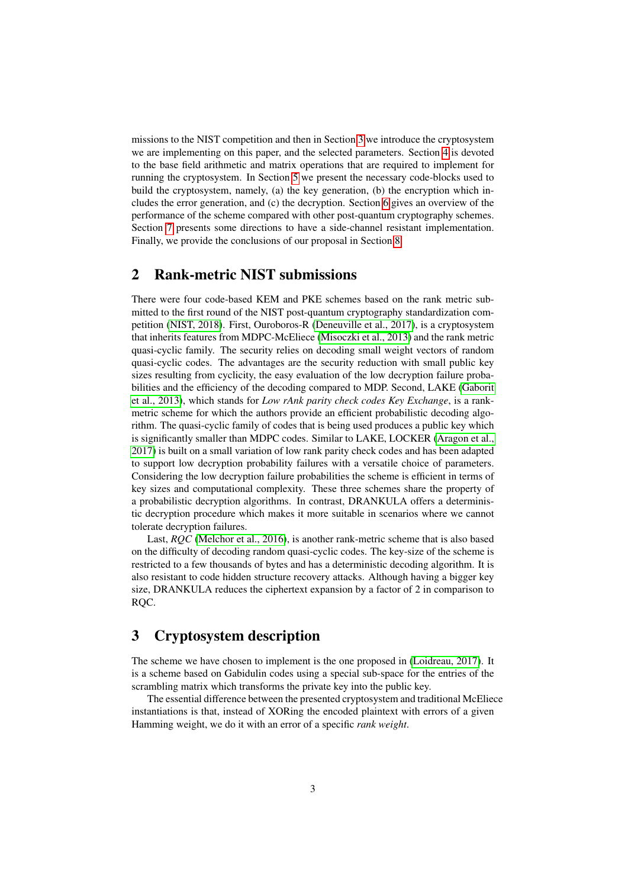missions to the NIST competition and then in Section 3 we introduce the cryptosystem we are implementing on this paper, and the selected parameters. Section 4 is devoted to the base field arithmetic and matrix operations that are required to implement for running the cryptosystem. In Section 5 we present the necessary code-blocks used to build the cryptosystem, namely, (a) the key generation, (b) the encryption which includes the error generation, and (c) the decryption. Section 6 gives an overview of the performance of the scheme compared with other post-quantum cryptography schemes. Section 7 presents some directions to have a side-channel resistant implementation. Finally, we provide the conclusions of our proposal in Section 8.

## 2 Rank-metric NIST submissions

There were four code-based KEM and PKE schemes based on the rank metric submitted to the first round of the NIST post-quantum cryptography standardization competition (NIST, 2018). First, Ouroboros-R (Deneuville et al., 2017), is a cryptosystem that inherits features from MDPC-McEliece (Misoczki et al., 2013) and the rank metric quasi-cyclic family. The security relies on decoding small weight vectors of random quasi-cyclic codes. The advantages are the security reduction with small public key sizes resulting from cyclicity, the easy evaluation of the low decryption failure probabilities and the efficiency of the decoding compared to MDP. Second, LAKE (Gaborit et al., 2013), which stands for *Low rAnk parity check codes Key Exchange*, is a rank-metric scheme for which the authors provide an efficient probabilistic decoding algorithm. The quasi-cyclic family of codes that is being used produces a public key which is significantly smaller than MDPC codes. Similar to LAKE, LOCKER (Aragon et al., 2017) is built on a small variation of low rank parity check codes and has been adapted to support low decryption probability failures with a versatile choice of parameters. Considering the low decryption failure probabilities the scheme is efficient in terms of key sizes and computational complexity. These three schemes share the property of a probabilistic decryption algorithms. In contrast, DRANKULA offers a deterministic decryption procedure which makes it more suitable in scenarios where we cannot tolerate decryption failures.

Last, *RQC* (Melchor et al., 2016), is another rank-metric scheme that is also based on the difficulty of decoding random quasi-cyclic codes. The key-size of the scheme is restricted to a few thousands of bytes and has a deterministic decoding algorithm. It is also resistant to code hidden structure recovery attacks. Although having a bigger key size, DRANKULA reduces the ciphertext expansion by a factor of 2 in comparison to RQC.

## 3 Cryptosystem description

The scheme we have chosen to implement is the one proposed in (Loidreau, 2017). It is a scheme based on Gabidulin codes using a special sub-space for the entries of the scrambling matrix which transforms the private key into the public key.

The essential difference between the presented cryptosystem and traditional McEliece instantiations is that, instead of XORing the encoded plaintext with errors of a given Hamming weight, we do it with an error of a specific *rank weight*.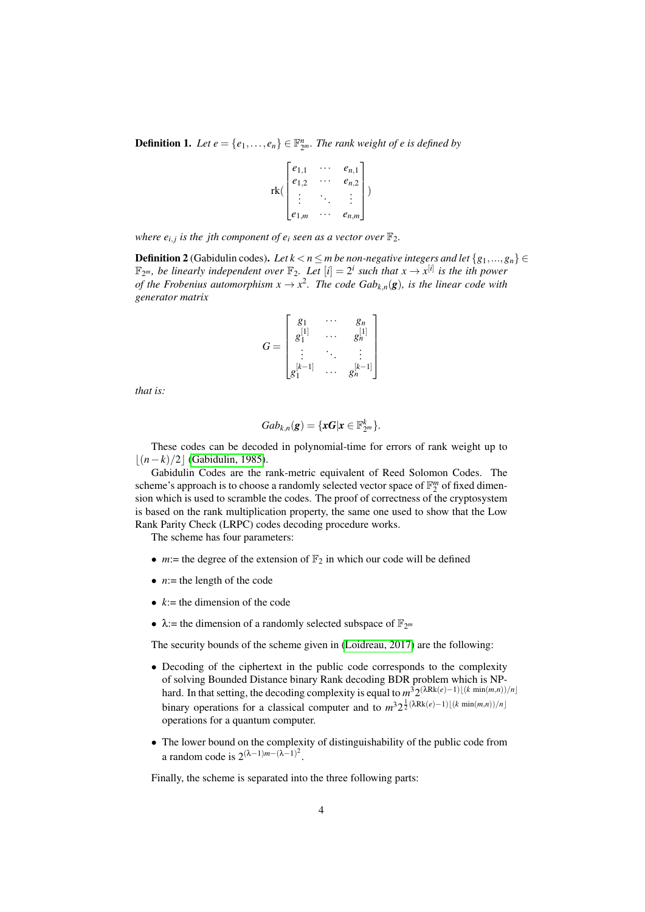**Definition 1.** *Let $e = \{e_1, \ldots, e_n\} \in \mathbb{F}_{2^m}^n$. The rank weight of $e$ is defined by*

$$\mathrm{rk}(\begin{bmatrix} e_{1,1} & \cdots & e_{n,1} \\ e_{1,2} & \cdots & e_{n,2} \\ \vdots & \ddots & \vdots \\ e_{1,m} & \cdots & e_{n,m} \end{bmatrix})$$

*where $e_{i,j}$ is the jth component of $e_i$ seen as a vector over $\mathbb{F}_2$.*

**Definition 2** (Gabidulin codes)**.** *Let $k < n \leq m$ be non-negative integers and let $\{g_1, ..., g_n\} \in \mathbb{F}_{2^m}$, be linearly independent over $\mathbb{F}_2$. Let $[i] = 2^i$ such that $x \to x^{[i]}$ is the ith power of the Frobenius automorphism $x \to x^2$. The code $Gab_{k,n}(\boldsymbol{g})$, is the linear code with generator matrix*

$$G = \begin{bmatrix} g_1 & \cdots & g_n \\ g_1^{[1]} & \cdots & g_n^{[1]} \\ \vdots & \ddots & \vdots \\ g_1^{[k-1]} & \cdots & g_n^{[k-1]} \end{bmatrix}$$

*that is:*

$$Gab_{k,n}(\boldsymbol{g}) = \{\boldsymbol{x}\boldsymbol{G} | \boldsymbol{x} \in \mathbb{F}_{2^m}^k\}.$$

These codes can be decoded in polynomial-time for errors of rank weight up to $\lfloor (n-k)/2 \rfloor$ (Gabidulin, 1985).

Gabidulin Codes are the rank-metric equivalent of Reed Solomon Codes. The scheme's approach is to choose a randomly selected vector space of $\mathbb{F}_2^m$ of fixed dimension which is used to scramble the codes. The proof of correctness of the cryptosystem is based on the rank multiplication property, the same one used to show that the Low Rank Parity Check (LRPC) codes decoding procedure works.

The scheme has four parameters:

- $m$:= the degree of the extension of $\mathbb{F}_2$ in which our code will be defined
- $n$:= the length of the code
- $k$:= the dimension of the code
- $\lambda$:= the dimension of a randomly selected subspace of $\mathbb{F}_{2^m}$

The security bounds of the scheme given in (Loidreau, 2017) are the following:

- Decoding of the ciphertext in the public code corresponds to the complexity of solving Bounded Distance binary Rank decoding BDR problem which is NP-hard. In that setting, the decoding complexity is equal to $m^3 2^{(\lambda \mathrm{Rk}(e)-1)\lfloor (k \min(m,n))/n \rfloor}$ binary operations for a classical computer and to $m^3 2^{\frac{1}{2}(\lambda \mathrm{Rk}(e)-1)\lfloor (k \min(m,n))/n \rfloor}$ operations for a quantum computer.
- The lower bound on the complexity of distinguishability of the public code from a random code is $2^{(\lambda-1)m-(\lambda-1)^2}$.

Finally, the scheme is separated into the three following parts: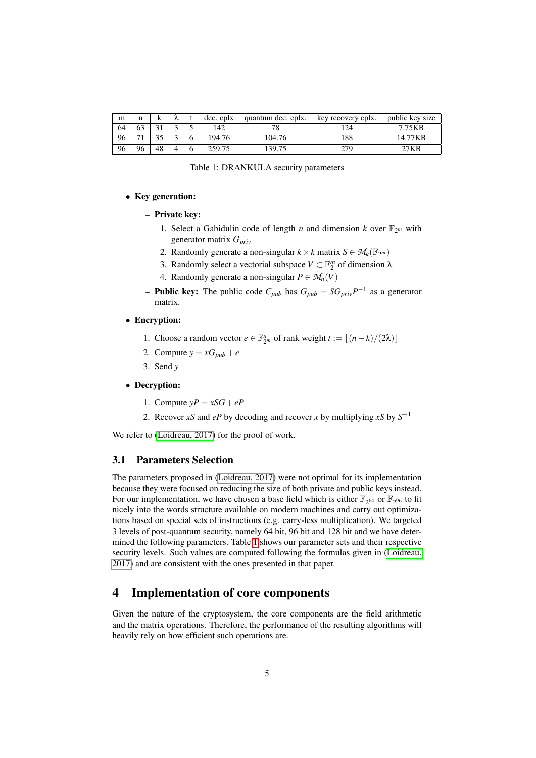| m | n | k | λ | t | dec. cplx | quantum dec. cplx. | key recovery cplx. | public key size |
|---|---|---|---|---|---|---|---|---|
| 64 | 63 | 31 | 3 | 5 | 142 | 78 | 124 | 7.75KB |
| 96 | 71 | 35 | 3 | 6 | 194.76 | 104.76 | 188 | 14.77KB |
| 96 | 96 | 48 | 4 | 6 | 259.75 | 139.75 | 279 | 27KB |

Table 1: DRANKULA security parameters

- **Key generation:**
  - **Private key:**
    1. Select a Gabidulin code of length $n$ and dimension $k$ over $\mathbb{F}_{2^m}$ with generator matrix $G_{priv}$
    2. Randomly generate a non-singular $k \times k$ matrix $S \in \mathcal{M}_k(\mathbb{F}_{2^m})$
    3. Randomly select a vectorial subspace $V \subset \mathbb{F}_2^m$ of dimension $\lambda$
    4. Randomly generate a non-singular $P \in \mathcal{M}_n(V)$
  - **Public key:** The public code $C_{pub}$ has $G_{pub} = SG_{priv}P^{-1}$ as a generator matrix.
- **Encryption:**
  1. Choose a random vector $e \in \mathbb{F}_{2^m}^n$ of rank weight $t := \lfloor (n-k)/(2\lambda) \rfloor$
  2. Compute $y = xG_{pub} + e$
  3. Send $y$
- **Decryption:**
  1. Compute $yP = xSG + eP$
  2. Recover $xS$ and $eP$ by decoding and recover $x$ by multiplying $xS$ by $S^{-1}$

We refer to (Loidreau, 2017) for the proof of work.

### 3.1 Parameters Selection

The parameters proposed in (Loidreau, 2017) were not optimal for its implementation because they were focused on reducing the size of both private and public keys instead. For our implementation, we have chosen a base field which is either $\mathbb{F}_{2^{64}}$ or $\mathbb{F}_{2^{96}}$ to fit nicely into the words structure available on modern machines and carry out optimizations based on special sets of instructions (e.g. carry-less multiplication). We targeted 3 levels of post-quantum security, namely 64 bit, 96 bit and 128 bit and we have determined the following parameters. Table 1 shows our parameter sets and their respective security levels. Such values are computed following the formulas given in (Loidreau, 2017) and are consistent with the ones presented in that paper.

## 4 Implementation of core components

Given the nature of the cryptosystem, the core components are the field arithmetic and the matrix operations. Therefore, the performance of the resulting algorithms will heavily rely on how efficient such operations are.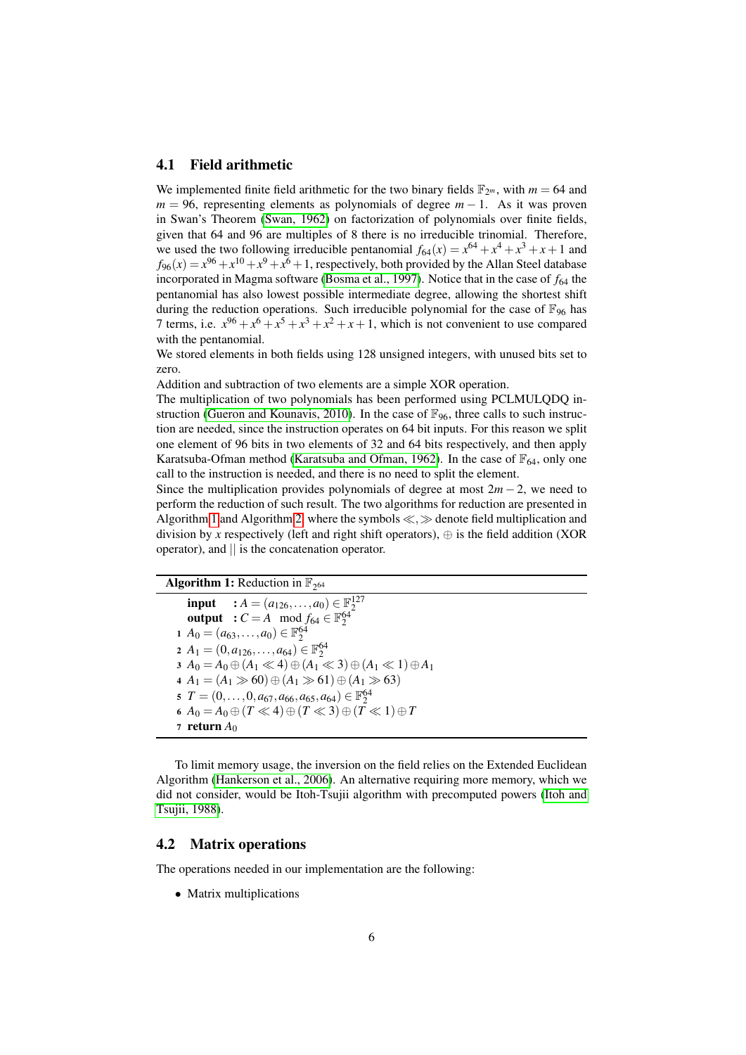### 4.1 Field arithmetic

We implemented finite field arithmetic for the two binary fields $\mathbb{F}_{2^m}$, with $m = 64$ and $m = 96$, representing elements as polynomials of degree $m-1$. As it was proven in Swan's Theorem (Swan, 1962) on factorization of polynomials over finite fields, given that 64 and 96 are multiples of 8 there is no irreducible trinomial. Therefore, we used the two following irreducible pentanomial $f_{64}(x) = x^{64} + x^4 + x^3 + x + 1$ and $f_{96}(x) = x^{96} + x^{10} + x^9 + x^6 + 1$, respectively, both provided by the Allan Steel database incorporated in Magma software (Bosma et al., 1997). Notice that in the case of $f_{64}$ the pentanomial has also lowest possible intermediate degree, allowing the shortest shift during the reduction operations. Such irreducible polynomial for the case of $\mathbb{F}_{96}$ has 7 terms, i.e. $x^{96} + x^6 + x^5 + x^3 + x^2 + x + 1$, which is not convenient to use compared with the pentanomial.

We stored elements in both fields using 128 unsigned integers, with unused bits set to zero.

Addition and subtraction of two elements are a simple XOR operation.

The multiplication of two polynomials has been performed using PCLMULQDQ instruction (Gueron and Kounavis, 2010). In the case of $\mathbb{F}_{96}$, three calls to such instruction are needed, since the instruction operates on 64 bit inputs. For this reason we split one element of 96 bits in two elements of 32 and 64 bits respectively, and then apply Karatsuba-Ofman method (Karatsuba and Ofman, 1962). In the case of $\mathbb{F}_{64}$, only one call to the instruction is needed, and there is no need to split the element.

Since the multiplication provides polynomials of degree at most $2m-2$, we need to perform the reduction of such result. The two algorithms for reduction are presented in Algorithm 1 and Algorithm 2, where the symbols $\ll, \gg$ denote field multiplication and division by $x$ respectively (left and right shift operators), $\oplus$ is the field addition (XOR operator), and $||$ is the concatenation operator.

**Algorithm 1:** Reduction in $\mathbb{F}_{2^{64}}$

**input** : $A = (a_{126}, \ldots, a_0) \in \mathbb{F}_2^{127}$
**output** : $C = A \mod f_{64} \in \mathbb{F}_2^{64}$

1. $A_0 = (a_{63}, \ldots, a_0) \in \mathbb{F}_2^{64}$
2. $A_1 = (0, a_{126}, \ldots, a_{64}) \in \mathbb{F}_2^{64}$
3. $A_0 = A_0 \oplus (A_1 \ll 4) \oplus (A_1 \ll 3) \oplus (A_1 \ll 1) \oplus A_1$
4. $A_1 = (A_1 \gg 60) \oplus (A_1 \gg 61) \oplus (A_1 \gg 63)$
5. $T = (0, \ldots, 0, a_{67}, a_{66}, a_{65}, a_{64}) \in \mathbb{F}_2^{64}$
6. $A_0 = A_0 \oplus (T \ll 4) \oplus (T \ll 3) \oplus (T \ll 1) \oplus T$
7. **return** $A_0$

To limit memory usage, the inversion on the field relies on the Extended Euclidean Algorithm (Hankerson et al., 2006). An alternative requiring more memory, which we did not consider, would be Itoh-Tsujii algorithm with precomputed powers (Itoh and Tsujii, 1988).

### 4.2 Matrix operations

The operations needed in our implementation are the following:

- Matrix multiplications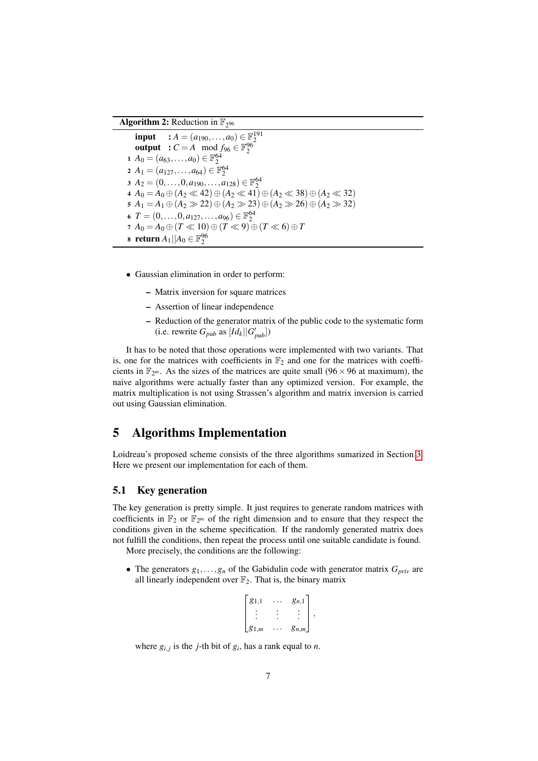**Algorithm 2:** Reduction in $\mathbb{F}_{2^{96}}$

```
input  : A = (a_190, ..., a_0) ∈ F_2^191
output : C = A mod f_96 ∈ F_2^96
1 A_0 = (a_63, ..., a_0) ∈ F_2^64
2 A_1 = (a_127, ..., a_64) ∈ F_2^64
3 A_2 = (0, ..., 0, a_190, ..., a_128) ∈ F_2^64
4 A_0 = A_0 ⊕ (A_2 ≪ 42) ⊕ (A_2 ≪ 41) ⊕ (A_2 ≪ 38) ⊕ (A_2 ≪ 32)
5 A_1 = A_1 ⊕ (A_2 ≫ 22) ⊕ (A_2 ≫ 23) ⊕ (A_2 ≫ 26) ⊕ (A_2 ≫ 32)
6 T = (0, ..., 0, a_127, ..., a_96) ∈ F_2^64
7 A_0 = A_0 ⊕ (T ≪ 10) ⊕ (T ≪ 9) ⊕ (T ≪ 6) ⊕ T
8 return A_1 || A_0 ∈ F_2^96
```

- Gaussian elimination in order to perform:
  - Matrix inversion for square matrices
  - Assertion of linear independence
  - Reduction of the generator matrix of the public code to the systematic form (i.e. rewrite $G_{pub}$ as $[Id_k||G'_{pub}]$)

It has to be noted that those operations were implemented with two variants. That is, one for the matrices with coefficients in $\mathbb{F}_2$ and one for the matrices with coefficients in $\mathbb{F}_{2^m}$. As the sizes of the matrices are quite small ($96 \times 96$ at maximum), the naive algorithms were actually faster than any optimized version. For example, the matrix multiplication is not using Strassen's algorithm and matrix inversion is carried out using Gaussian elimination.

# 5 Algorithms Implementation

Loidreau's proposed scheme consists of the three algorithms sumarized in Section 3. Here we present our implementation for each of them.

## 5.1 Key generation

The key generation is pretty simple. It just requires to generate random matrices with coefficients in $\mathbb{F}_2$ or $\mathbb{F}_{2^m}$ of the right dimension and to ensure that they respect the conditions given in the scheme specification. If the randomly generated matrix does not fulfill the conditions, then repeat the process until one suitable candidate is found.

More precisely, the conditions are the following:

- The generators $g_1, \ldots, g_n$ of the Gabidulin code with generator matrix $G_{priv}$ are all linearly independent over $\mathbb{F}_2$. That is, the binary matrix

$$\begin{bmatrix} g_{1,1} & \cdots & g_{n,1} \\ \vdots & \vdots & \vdots \\ g_{1,m} & \cdots & g_{n,m} \end{bmatrix},$$

where $g_{i,j}$ is the $j$-th bit of $g_i$, has a rank equal to $n$.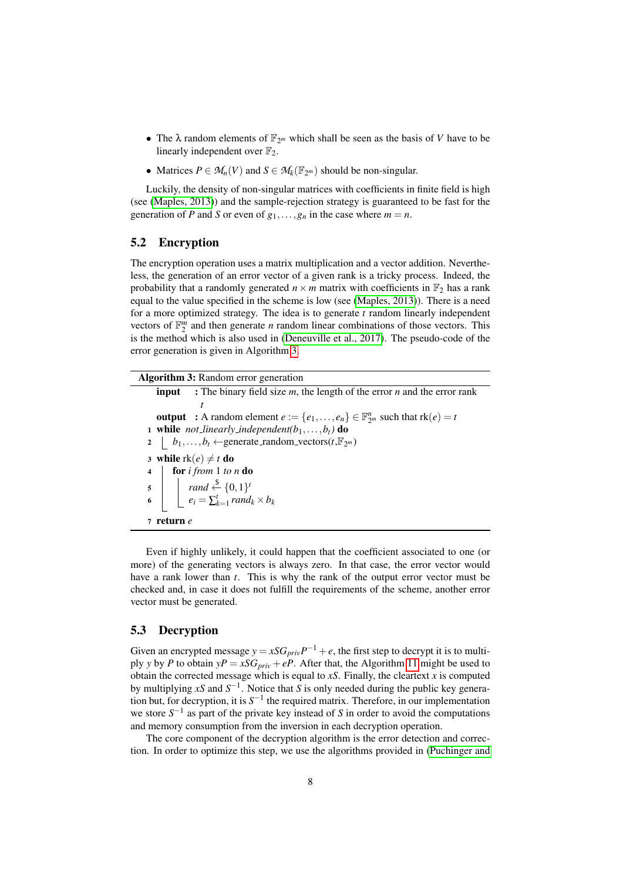- The $\lambda$ random elements of $\mathbb{F}_{2^m}$ which shall be seen as the basis of $V$ have to be linearly independent over $\mathbb{F}_2$.
- Matrices $P \in \mathcal{M}_n(V)$ and $S \in \mathcal{M}_k(\mathbb{F}_{2^m})$ should be non-singular.

Luckily, the density of non-singular matrices with coefficients in finite field is high (see (Maples, 2013)) and the sample-rejection strategy is guaranteed to be fast for the generation of $P$ and $S$ or even of $g_1, \ldots, g_n$ in the case where $m = n$.

### 5.2 Encryption

The encryption operation uses a matrix multiplication and a vector addition. Nevertheless, the generation of an error vector of a given rank is a tricky process. Indeed, the probability that a randomly generated $n \times m$ matrix with coefficients in $\mathbb{F}_2$ has a rank equal to the value specified in the scheme is low (see (Maples, 2013)). There is a need for a more optimized strategy. The idea is to generate $t$ random linearly independent vectors of $\mathbb{F}_2^m$ and then generate $n$ random linear combinations of those vectors. This is the method which is also used in (Deneuville et al., 2017). The pseudo-code of the error generation is given in Algorithm 3.

**Algorithm 3:** Random error generation

```
input  : The binary field size m, the length of the error n and the error rank t
output : A random element e := {e_1, ..., e_n} ∈ F_{2^m}^n such that rk(e) = t
1 while not_linearly_independent(b_1, ..., b_t) do
2     b_1, ..., b_t ← generate_random_vectors(t, F_{2^m})
3 while rk(e) ≠ t do
4     for i from 1 to n do
5         rand ←$ {0,1}^t
6         e_i = Σ_{k=1}^{t} rand_k × b_k
7 return e
```

Even if highly unlikely, it could happen that the coefficient associated to one (or more) of the generating vectors is always zero. In that case, the error vector would have a rank lower than $t$. This is why the rank of the output error vector must be checked and, in case it does not fulfill the requirements of the scheme, another error vector must be generated.

### 5.3 Decryption

Given an encrypted message $y = xSG_{priv}P^{-1} + e$, the first step to decrypt it is to multiply $y$ by $P$ to obtain $yP = xSG_{priv} + eP$. After that, the Algorithm 11 might be used to obtain the corrected message which is equal to $xS$. Finally, the cleartext $x$ is computed by multiplying $xS$ and $S^{-1}$. Notice that $S$ is only needed during the public key generation but, for decryption, it is $S^{-1}$ the required matrix. Therefore, in our implementation we store $S^{-1}$ as part of the private key instead of $S$ in order to avoid the computations and memory consumption from the inversion in each decryption operation.

The core component of the decryption algorithm is the error detection and correction. In order to optimize this step, we use the algorithms provided in (Puchinger and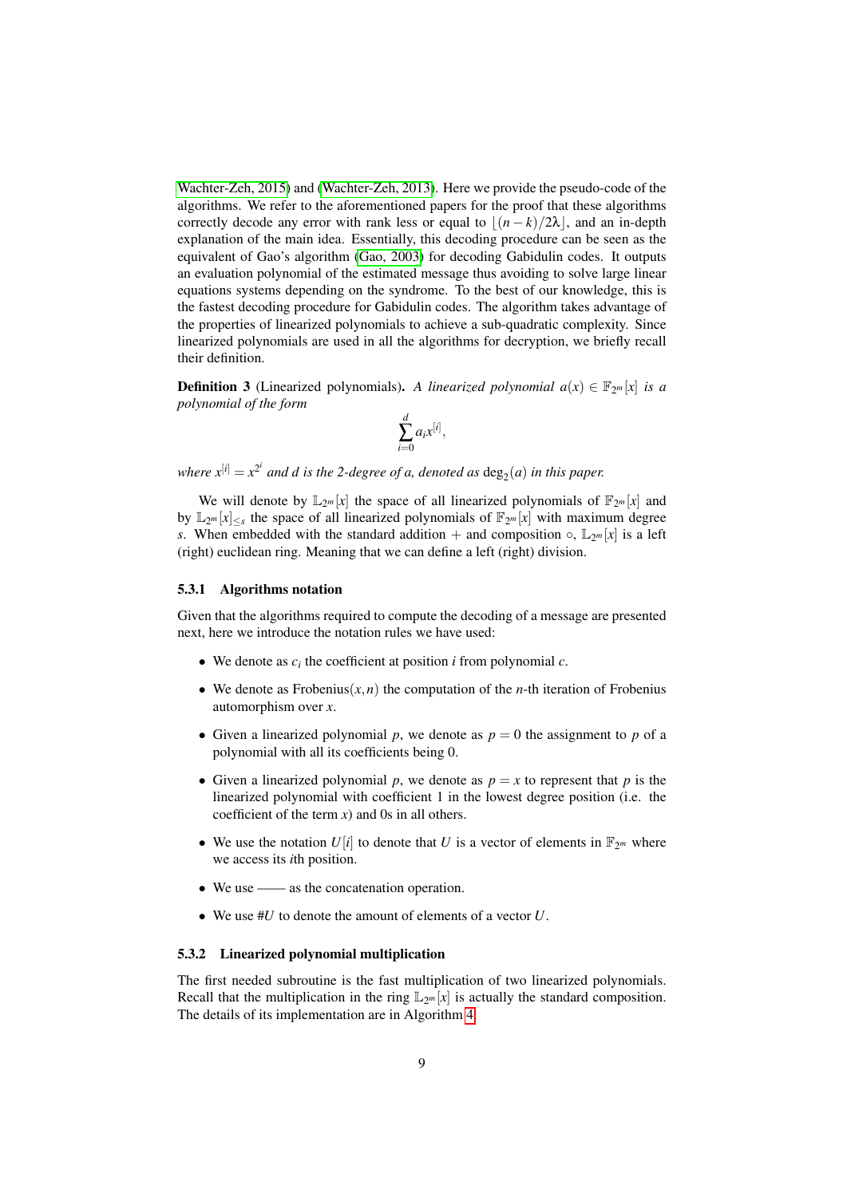Wachter-Zeh, 2015) and (Wachter-Zeh, 2013). Here we provide the pseudo-code of the algorithms. We refer to the aforementioned papers for the proof that these algorithms correctly decode any error with rank less or equal to $\lfloor (n-k)/2\lambda \rfloor$, and an in-depth explanation of the main idea. Essentially, this decoding procedure can be seen as the equivalent of Gao's algorithm (Gao, 2003) for decoding Gabidulin codes. It outputs an evaluation polynomial of the estimated message thus avoiding to solve large linear equations systems depending on the syndrome. To the best of our knowledge, this is the fastest decoding procedure for Gabidulin codes. The algorithm takes advantage of the properties of linearized polynomials to achieve a sub-quadratic complexity. Since linearized polynomials are used in all the algorithms for decryption, we briefly recall their definition.

**Definition 3** (Linearized polynomials). *A linearized polynomial $a(x) \in \mathbb{F}_{2^m}[x]$ is a polynomial of the form*

$$\sum_{i=0}^{d} a_i x^{[i]},$$

*where $x^{[i]} = x^{2^i}$ and $d$ is the 2-degree of $a$, denoted as $\deg_2(a)$ in this paper.*

We will denote by $\mathbb{L}_{2^m}[x]$ the space of all linearized polynomials of $\mathbb{F}_{2^m}[x]$ and by $\mathbb{L}_{2^m}[x]_{\leq s}$ the space of all linearized polynomials of $\mathbb{F}_{2^m}[x]$ with maximum degree $s$. When embedded with the standard addition $+$ and composition $\circ$, $\mathbb{L}_{2^m}[x]$ is a left (right) euclidean ring. Meaning that we can define a left (right) division.

### 5.3.1 Algorithms notation

Given that the algorithms required to compute the decoding of a message are presented next, here we introduce the notation rules we have used:

- We denote as $c_i$ the coefficient at position $i$ from polynomial $c$.
- We denote as Frobenius$(x,n)$ the computation of the $n$-th iteration of Frobenius automorphism over $x$.
- Given a linearized polynomial $p$, we denote as $p = 0$ the assignment to $p$ of a polynomial with all its coefficients being 0.
- Given a linearized polynomial $p$, we denote as $p = x$ to represent that $p$ is the linearized polynomial with coefficient 1 in the lowest degree position (i.e. the coefficient of the term $x$) and 0s in all others.
- We use the notation $U[i]$ to denote that $U$ is a vector of elements in $\mathbb{F}_{2^m}$ where we access its $i$th position.
- We use —— as the concatenation operation.
- We use $\#U$ to denote the amount of elements of a vector $U$.

### 5.3.2 Linearized polynomial multiplication

The first needed subroutine is the fast multiplication of two linearized polynomials. Recall that the multiplication in the ring $\mathbb{L}_{2^m}[x]$ is actually the standard composition. The details of its implementation are in Algorithm 4.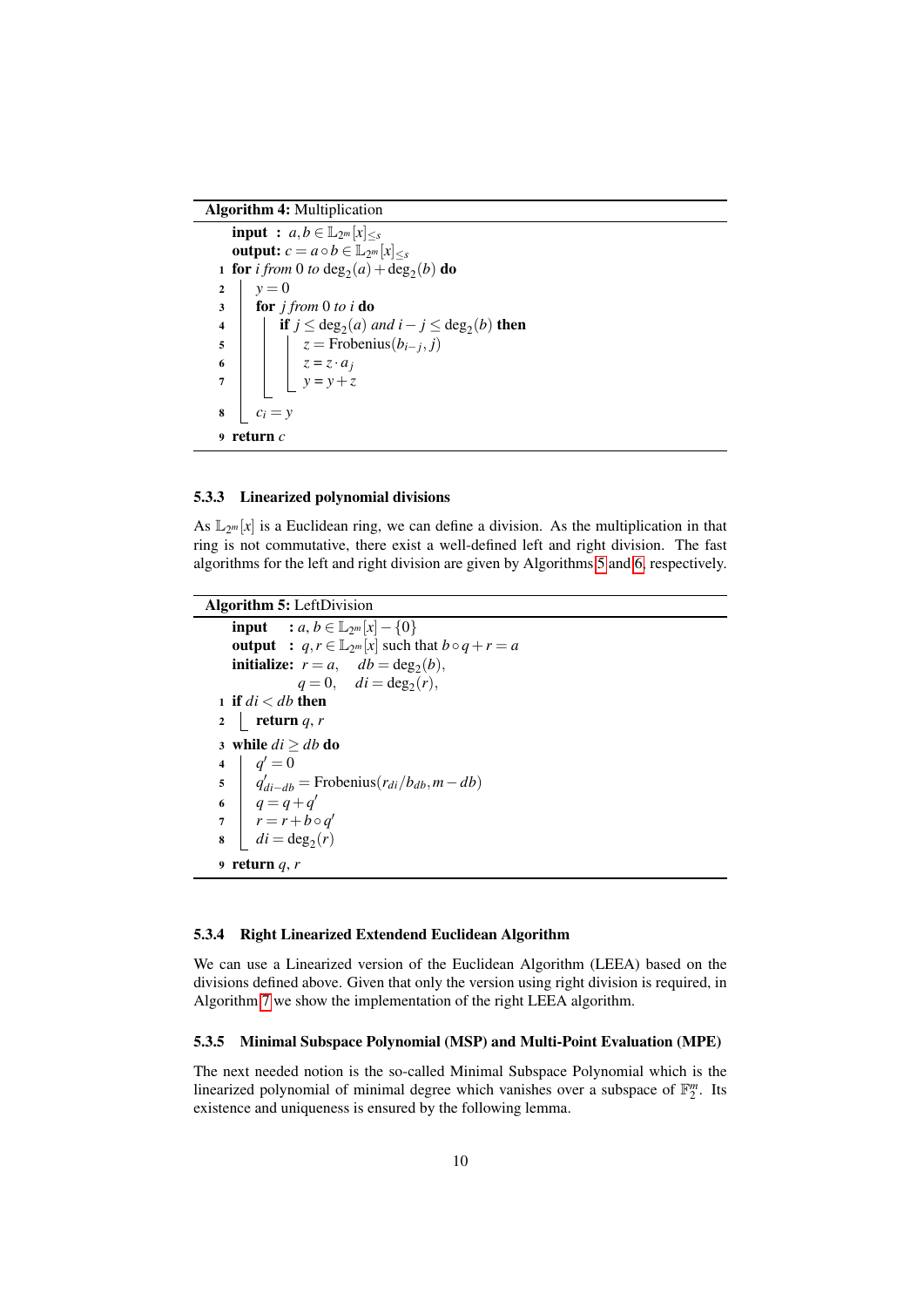**Algorithm 4:** Multiplication

```
input : a, b ∈ 𝕃_{2^m}[x]_{≤s}
output: c = a ∘ b ∈ 𝕃_{2^m}[x]_{≤s}
1 for i from 0 to deg_2(a) + deg_2(b) do
2     y = 0
3     for j from 0 to i do
4         if j ≤ deg_2(a) and i − j ≤ deg_2(b) then
5             z = Frobenius(b_{i−j}, j)
6             z = z · a_j
7             y = y + z
8     c_i = y
9 return c
```

### 5.3.3 Linearized polynomial divisions

As $\mathbb{L}_{2^m}[x]$ is a Euclidean ring, we can define a division. As the multiplication in that ring is not commutative, there exist a well-defined left and right division. The fast algorithms for the left and right division are given by Algorithms 5 and 6, respectively.

**Algorithm 5:** LeftDivision

```
input     : a, b ∈ 𝕃_{2^m}[x] − {0}
output    : q, r ∈ 𝕃_{2^m}[x] such that b ∘ q + r = a
initialize: r = a,   db = deg_2(b),
            q = 0,   di = deg_2(r),
1 if di < db then
2     return q, r
3 while di ≥ db do
4     q' = 0
5     q'_{di−db} = Frobenius(r_{di}/b_{db}, m − db)
6     q = q + q'
7     r = r + b ∘ q'
8     di = deg_2(r)
9 return q, r
```

### 5.3.4 Right Linearized Extendend Euclidean Algorithm

We can use a Linearized version of the Euclidean Algorithm (LEEA) based on the divisions defined above. Given that only the version using right division is required, in Algorithm 7 we show the implementation of the right LEEA algorithm.

### 5.3.5 Minimal Subspace Polynomial (MSP) and Multi-Point Evaluation (MPE)

The next needed notion is the so-called Minimal Subspace Polynomial which is the linearized polynomial of minimal degree which vanishes over a subspace of $\mathbb{F}_2^m$. Its existence and uniqueness is ensured by the following lemma.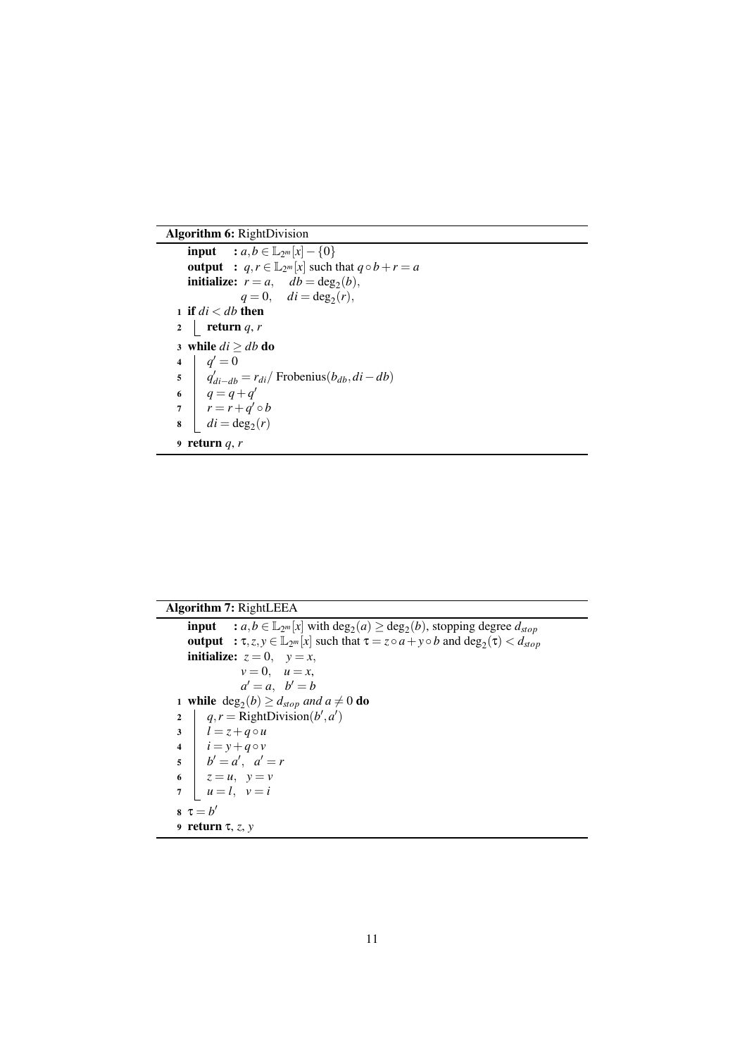**Algorithm 6:** RightDivision

```
input     : a, b ∈ L_{2^m}[x] − {0}
output    : q, r ∈ L_{2^m}[x] such that q ∘ b + r = a
initialize: r = a,   db = deg_2(b),
            q = 0,   di = deg_2(r),
1 if di < db then
2     return q, r
3 while di ≥ db do
4     q' = 0
5     q'_{di−db} = r_{di} / Frobenius(b_{db}, di − db)
6     q = q + q'
7     r = r + q' ∘ b
8     di = deg_2(r)
9 return q, r
```

**Algorithm 7:** RightLEEA

```
input     : a, b ∈ L_{2^m}[x] with deg_2(a) ≥ deg_2(b), stopping degree d_stop
output    : τ, z, y ∈ L_{2^m}[x] such that τ = z ∘ a + y ∘ b and deg_2(τ) < d_stop
initialize: z = 0,   y = x,
            v = 0,   u = x,
            a' = a,  b' = b
1 while deg_2(b) ≥ d_stop and a ≠ 0 do
2     q, r = RightDivision(b', a')
3     l = z + q ∘ u
4     i = y + q ∘ v
5     b' = a',  a' = r
6     z = u,   y = v
7     u = l,   v = i
8 τ = b'
9 return τ, z, y
```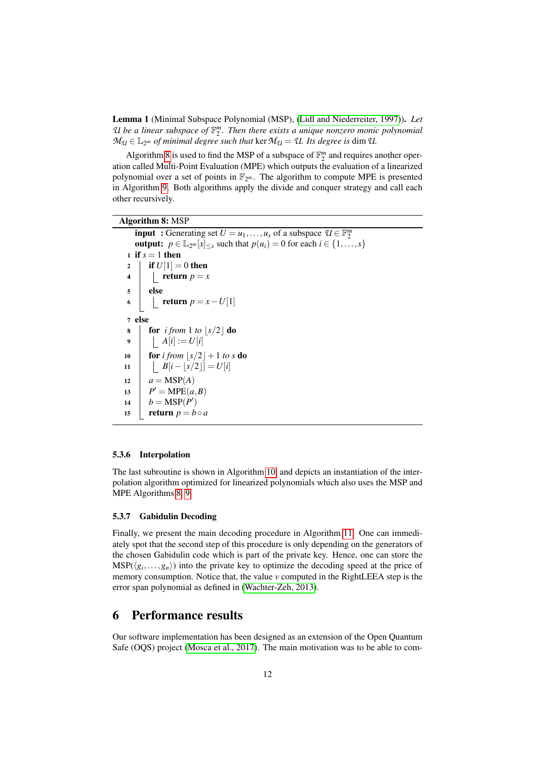**Lemma 1** (Minimal Subspace Polynomial (MSP), (Lidl and Niederreiter, 1997)). *Let $\mathcal{U}$ be a linear subspace of $\mathbb{F}_2^m$. Then there exists a unique nonzero monic polynomial $\mathcal{M}_{\mathcal{U}} \in \mathbb{L}_{2^m}$ of minimal degree such that $\ker \mathcal{M}_{\mathcal{U}} = \mathcal{U}$. Its degree is $\dim \mathcal{U}$.*

Algorithm 8 is used to find the MSP of a subspace of $\mathbb{F}_2^m$ and requires another operation called Multi-Point Evaluation (MPE) which outputs the evaluation of a linearized polynomial over a set of points in $\mathbb{F}_{2^m}$. The algorithm to compute MPE is presented in Algorithm 9. Both algorithms apply the divide and conquer strategy and call each other recursively.

**Algorithm 8:** MSP

```
   input : Generating set U = u_1, ..., u_s of a subspace 𝒰 ∈ F_2^m
   output: p ∈ L_{2^m}[x]_{≤s} such that p(u_i) = 0 for each i ∈ {1, ..., s}
 1 if s = 1 then
 2     if U[1] = 0 then
 4         return p = x
 5     else
 6         return p = x − U[1]
 7 else
 8     for i from 1 to ⌊s/2⌋ do
 9         A[i] := U[i]
10     for i from ⌊s/2⌋ + 1 to s do
11         B[i − ⌊s/2⌋] = U[i]
12     a = MSP(A)
13     P' = MPE(a, B)
14     b = MSP(P')
15     return p = b ∘ a
```

### 5.3.6 Interpolation

The last subroutine is shown in Algorithm 10 and depicts an instantiation of the interpolation algorithm optimized for linearized polynomials which also uses the MSP and MPE Algorithms 8, 9.

### 5.3.7 Gabidulin Decoding

Finally, we present the main decoding procedure in Algorithm 11. One can immediately spot that the second step of this procedure is only depending on the generators of the chosen Gabidulin code which is part of the private key. Hence, one can store the $\mathrm{MSP}(\langle g_i, \ldots, g_n \rangle)$ into the private key to optimize the decoding speed at the price of memory consumption. Notice that, the value $v$ computed in the RightLEEA step is the error span polynomial as defined in (Wachter-Zeh, 2013).

## 6 Performance results

Our software implementation has been designed as an extension of the Open Quantum Safe (OQS) project (Mosca et al., 2017). The main motivation was to be able to com-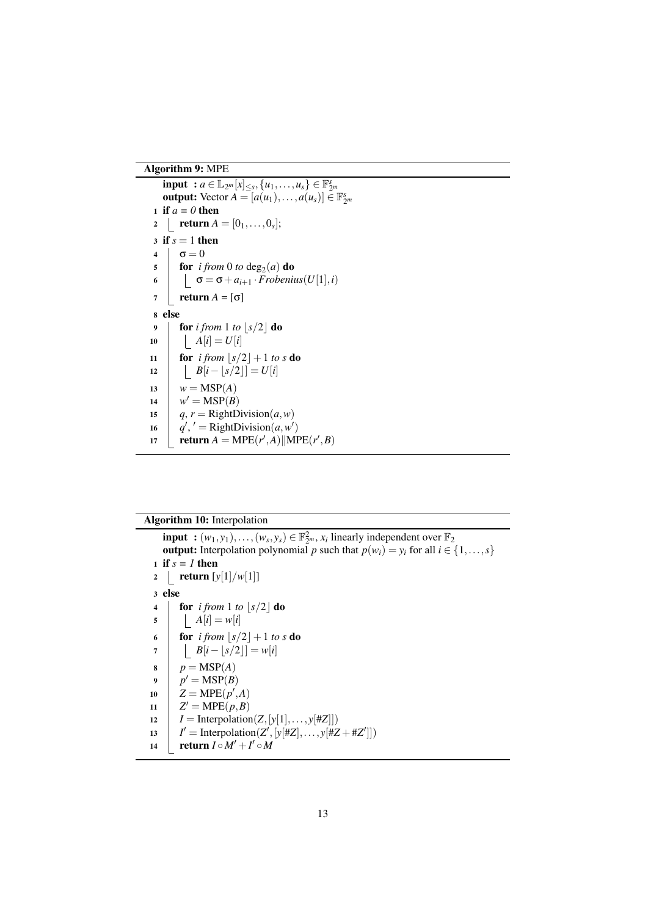**Algorithm 9:** MPE

**input :** $a \in \mathbb{L}_{2^m}[x]_{\leq s}, \{u_1, \ldots, u_s\} \in \mathbb{F}_{2^m}^s$
**output:** Vector $A = [a(u_1), \ldots, a(u_s)] \in \mathbb{F}_{2^m}^s$

```
1  if a = 0 then
2      return A = [0_1, ..., 0_s];
3  if s = 1 then
4      σ = 0
5      for i from 0 to deg_2(a) do
6          σ = σ + a_{i+1} · Frobenius(U[1], i)
7      return A = [σ]
8  else
9      for i from 1 to ⌊s/2⌋ do
10         A[i] = U[i]
11     for i from ⌊s/2⌋ + 1 to s do
12         B[i − ⌊s/2⌋] = U[i]
13     w = MSP(A)
14     w' = MSP(B)
15     q, r = RightDivision(a, w)
16     q', ' = RightDivision(a, w')
17     return A = MPE(r', A) || MPE(r', B)
```

**Algorithm 10:** Interpolation

**input :** $(w_1, y_1), \ldots, (w_s, y_s) \in \mathbb{F}_{2^m}^2$, $x_i$ linearly independent over $\mathbb{F}_2$
**output:** Interpolation polynomial $p$ such that $p(w_i) = y_i$ for all $i \in \{1, \ldots, s\}$

```
1  if s = 1 then
2      return [y[1]/w[1]]
3  else
4      for i from 1 to ⌊s/2⌋ do
5          A[i] = w[i]
6      for i from ⌊s/2⌋ + 1 to s do
7          B[i − ⌊s/2⌋] = w[i]
8      p = MSP(A)
9      p' = MSP(B)
10     Z = MPE(p', A)
11     Z' = MPE(p, B)
12     I = Interpolation(Z, [y[1], ..., y[#Z]])
13     I' = Interpolation(Z', [y[#Z], ..., y[#Z + #Z']])
14     return I ∘ M' + I' ∘ M
```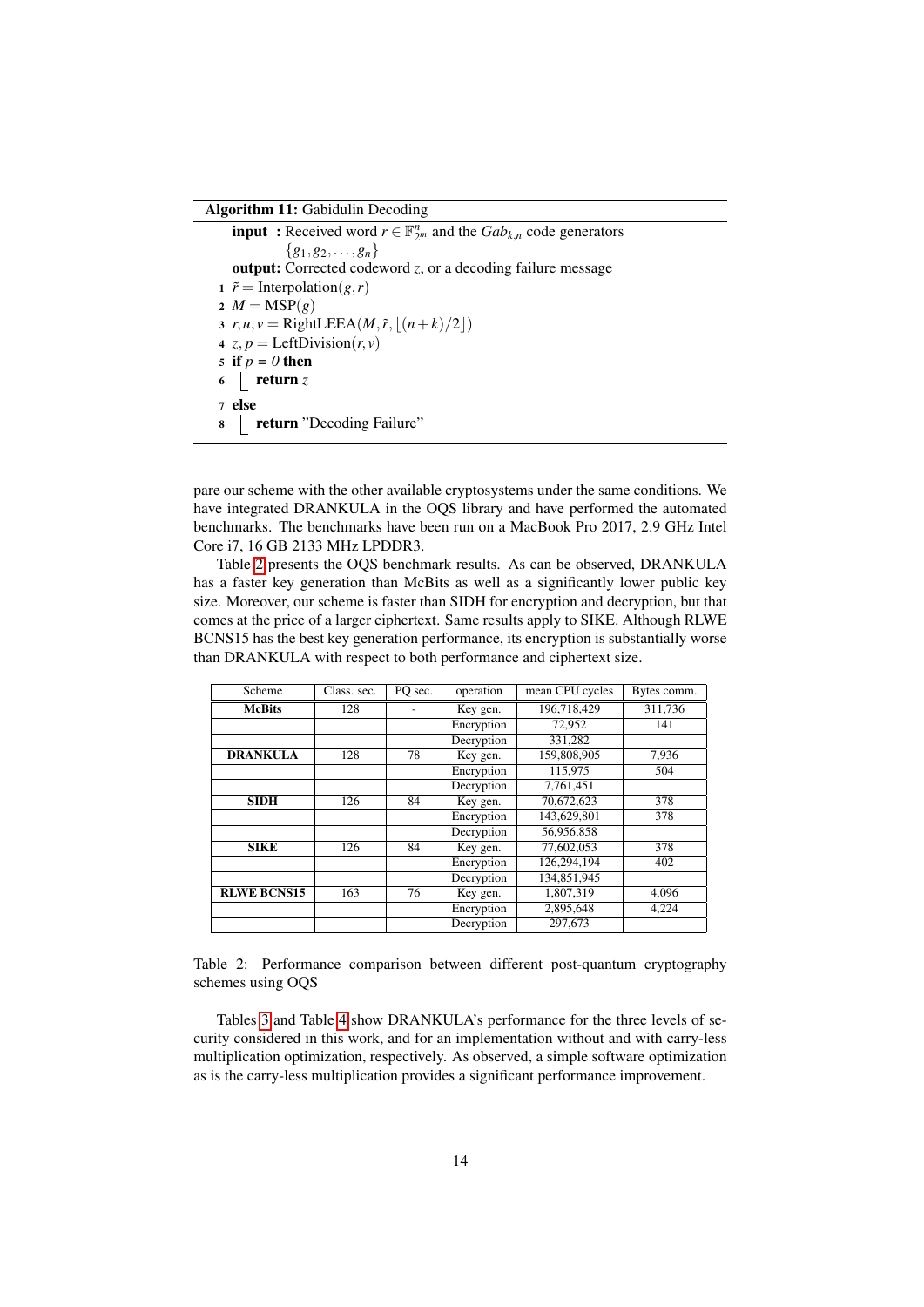**Algorithm 11:** Gabidulin Decoding

**input** : Received word $r \in \mathbb{F}_{2^m}^n$ and the $Gab_{k,n}$ code generators $\{g_1, g_2, \ldots, g_n\}$

**output:** Corrected codeword $z$, or a decoding failure message

```
1  r̃ = Interpolation(g, r)
2  M = MSP(g)
3  r, u, v = RightLEEA(M, r̃, ⌊(n+k)/2⌋)
4  z, p = LeftDivision(r, v)
5  if p = 0 then
6      return z
7  else
8      return "Decoding Failure"
```

pare our scheme with the other available cryptosystems under the same conditions. We have integrated DRANKULA in the OQS library and have performed the automated benchmarks. The benchmarks have been run on a MacBook Pro 2017, 2.9 GHz Intel Core i7, 16 GB 2133 MHz LPDDR3.

Table 2 presents the OQS benchmark results. As can be observed, DRANKULA has a faster key generation than McBits as well as a significantly lower public key size. Moreover, our scheme is faster than SIDH for encryption and decryption, but that comes at the price of a larger ciphertext. Same results apply to SIKE. Although RLWE BCNS15 has the best key generation performance, its encryption is substantially worse than DRANKULA with respect to both performance and ciphertext size.

| Scheme | Class. sec. | PQ sec. | operation | mean CPU cycles | Bytes comm. |
|---|---|---|---|---|---|
| **McBits** | 128 | - | Key gen. | 196,718,429 | 311,736 |
| | | | Encryption | 72,952 | 141 |
| | | | Decryption | 331,282 | |
| **DRANKULA** | 128 | 78 | Key gen. | 159,808,905 | 7,936 |
| | | | Encryption | 115,975 | 504 |
| | | | Decryption | 7,761,451 | |
| **SIDH** | 126 | 84 | Key gen. | 70,672,623 | 378 |
| | | | Encryption | 143,629,801 | 378 |
| | | | Decryption | 56,956,858 | |
| **SIKE** | 126 | 84 | Key gen. | 77,602,053 | 378 |
| | | | Encryption | 126,294,194 | 402 |
| | | | Decryption | 134,851,945 | |
| **RLWE BCNS15** | 163 | 76 | Key gen. | 1,807,319 | 4,096 |
| | | | Encryption | 2,895,648 | 4,224 |
| | | | Decryption | 297,673 | |

Table 2: Performance comparison between different post-quantum cryptography schemes using OQS

Tables 3 and Table 4 show DRANKULA's performance for the three levels of security considered in this work, and for an implementation without and with carry-less multiplication optimization, respectively. As observed, a simple software optimization as is the carry-less multiplication provides a significant performance improvement.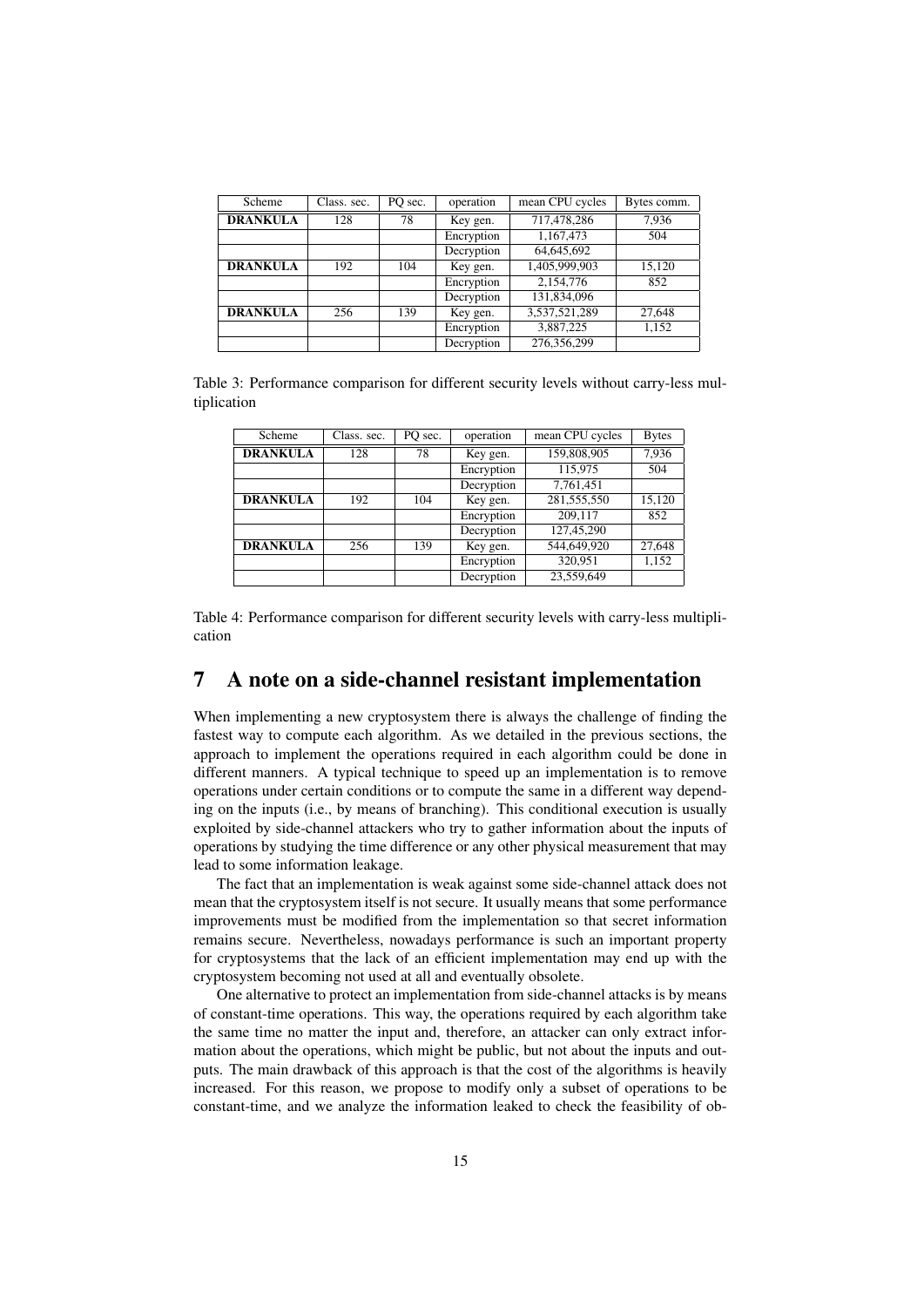| Scheme | Class. sec. | PQ sec. | operation | mean CPU cycles | Bytes comm. |
|---|---|---|---|---|---|
| **DRANKULA** | 128 | 78 | Key gen. | 717,478,286 | 7,936 |
| | | | Encryption | 1,167,473 | 504 |
| | | | Decryption | 64,645,692 | |
| **DRANKULA** | 192 | 104 | Key gen. | 1,405,999,903 | 15,120 |
| | | | Encryption | 2,154,776 | 852 |
| | | | Decryption | 131,834,096 | |
| **DRANKULA** | 256 | 139 | Key gen. | 3,537,521,289 | 27,648 |
| | | | Encryption | 3,887,225 | 1,152 |
| | | | Decryption | 276,356,299 | |

Table 3: Performance comparison for different security levels without carry-less multiplication

| Scheme | Class. sec. | PQ sec. | operation | mean CPU cycles | Bytes |
|---|---|---|---|---|---|
| **DRANKULA** | 128 | 78 | Key gen. | 159,808,905 | 7,936 |
| | | | Encryption | 115,975 | 504 |
| | | | Decryption | 7,761,451 | |
| **DRANKULA** | 192 | 104 | Key gen. | 281,555,550 | 15,120 |
| | | | Encryption | 209,117 | 852 |
| | | | Decryption | 127,45,290 | |
| **DRANKULA** | 256 | 139 | Key gen. | 544,649,920 | 27,648 |
| | | | Encryption | 320,951 | 1,152 |
| | | | Decryption | 23,559,649 | |

Table 4: Performance comparison for different security levels with carry-less multiplication

# 7 A note on a side-channel resistant implementation

When implementing a new cryptosystem there is always the challenge of finding the fastest way to compute each algorithm. As we detailed in the previous sections, the approach to implement the operations required in each algorithm could be done in different manners. A typical technique to speed up an implementation is to remove operations under certain conditions or to compute the same in a different way depending on the inputs (i.e., by means of branching). This conditional execution is usually exploited by side-channel attackers who try to gather information about the inputs of operations by studying the time difference or any other physical measurement that may lead to some information leakage.

The fact that an implementation is weak against some side-channel attack does not mean that the cryptosystem itself is not secure. It usually means that some performance improvements must be modified from the implementation so that secret information remains secure. Nevertheless, nowadays performance is such an important property for cryptosystems that the lack of an efficient implementation may end up with the cryptosystem becoming not used at all and eventually obsolete.

One alternative to protect an implementation from side-channel attacks is by means of constant-time operations. This way, the operations required by each algorithm take the same time no matter the input and, therefore, an attacker can only extract information about the operations, which might be public, but not about the inputs and outputs. The main drawback of this approach is that the cost of the algorithms is heavily increased. For this reason, we propose to modify only a subset of operations to be constant-time, and we analyze the information leaked to check the feasibility of ob-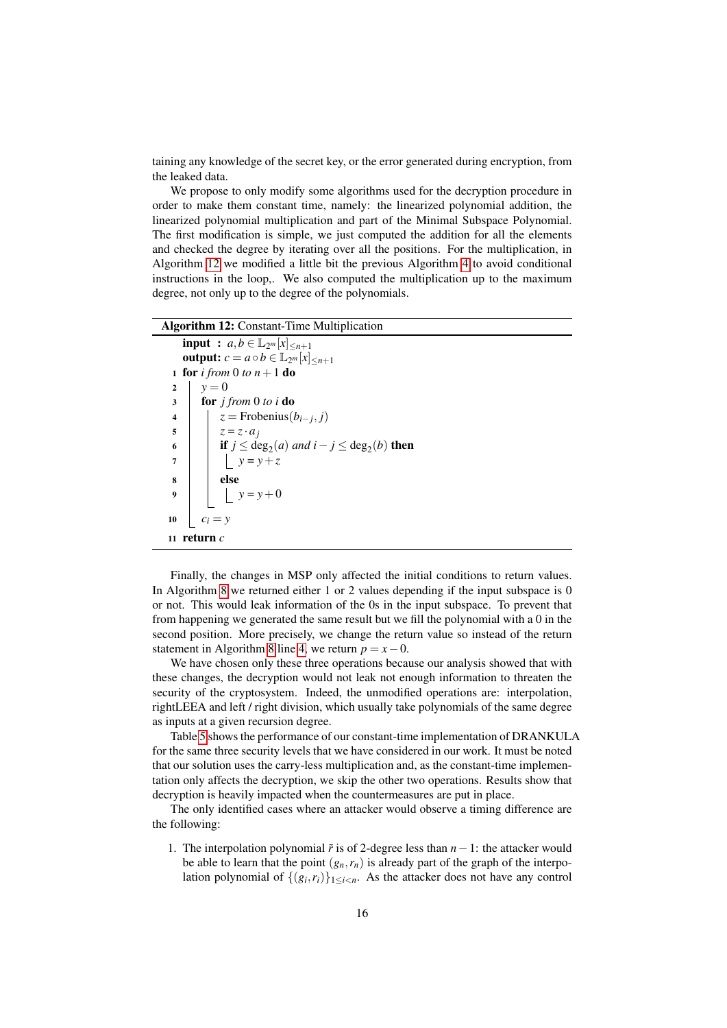taining any knowledge of the secret key, or the error generated during encryption, from the leaked data.

We propose to only modify some algorithms used for the decryption procedure in order to make them constant time, namely: the linearized polynomial addition, the linearized polynomial multiplication and part of the Minimal Subspace Polynomial. The first modification is simple, we just computed the addition for all the elements and checked the degree by iterating over all the positions. For the multiplication, in Algorithm 12 we modified a little bit the previous Algorithm 4 to avoid conditional instructions in the loop,. We also computed the multiplication up to the maximum degree, not only up to the degree of the polynomials.

**Algorithm 12:** Constant-Time Multiplication

```
   input  : a, b ∈ L_{2^m}[x]_{≤n+1}
   output: c = a ∘ b ∈ L_{2^m}[x]_{≤n+1}
 1 for i from 0 to n+1 do
 2     y = 0
 3     for j from 0 to i do
 4         z = Frobenius(b_{i−j}, j)
 5         z = z · a_j
 6         if j ≤ deg_2(a) and i − j ≤ deg_2(b) then
 7             y = y + z
 8         else
 9             y = y + 0
10     c_i = y
11 return c
```

Finally, the changes in MSP only affected the initial conditions to return values. In Algorithm 8 we returned either 1 or 2 values depending if the input subspace is 0 or not. This would leak information of the 0s in the input subspace. To prevent that from happening we generated the same result but we fill the polynomial with a 0 in the second position. More precisely, we change the return value so instead of the return statement in Algorithm 8 line 4, we return $p = x - 0$.

We have chosen only these three operations because our analysis showed that with these changes, the decryption would not leak not enough information to threaten the security of the cryptosystem. Indeed, the unmodified operations are: interpolation, rightLEEA and left / right division, which usually take polynomials of the same degree as inputs at a given recursion degree.

Table 5 shows the performance of our constant-time implementation of DRANKULA for the same three security levels that we have considered in our work. It must be noted that our solution uses the carry-less multiplication and, as the constant-time implementation only affects the decryption, we skip the other two operations. Results show that decryption is heavily impacted when the countermeasures are put in place.

The only identified cases where an attacker would observe a timing difference are the following:

1. The interpolation polynomial $\bar{r}$ is of 2-degree less than $n-1$: the attacker would be able to learn that the point $(g_n, r_n)$ is already part of the graph of the interpolation polynomial of $\{(g_i, r_i)\}_{1 \le i < n}$. As the attacker does not have any control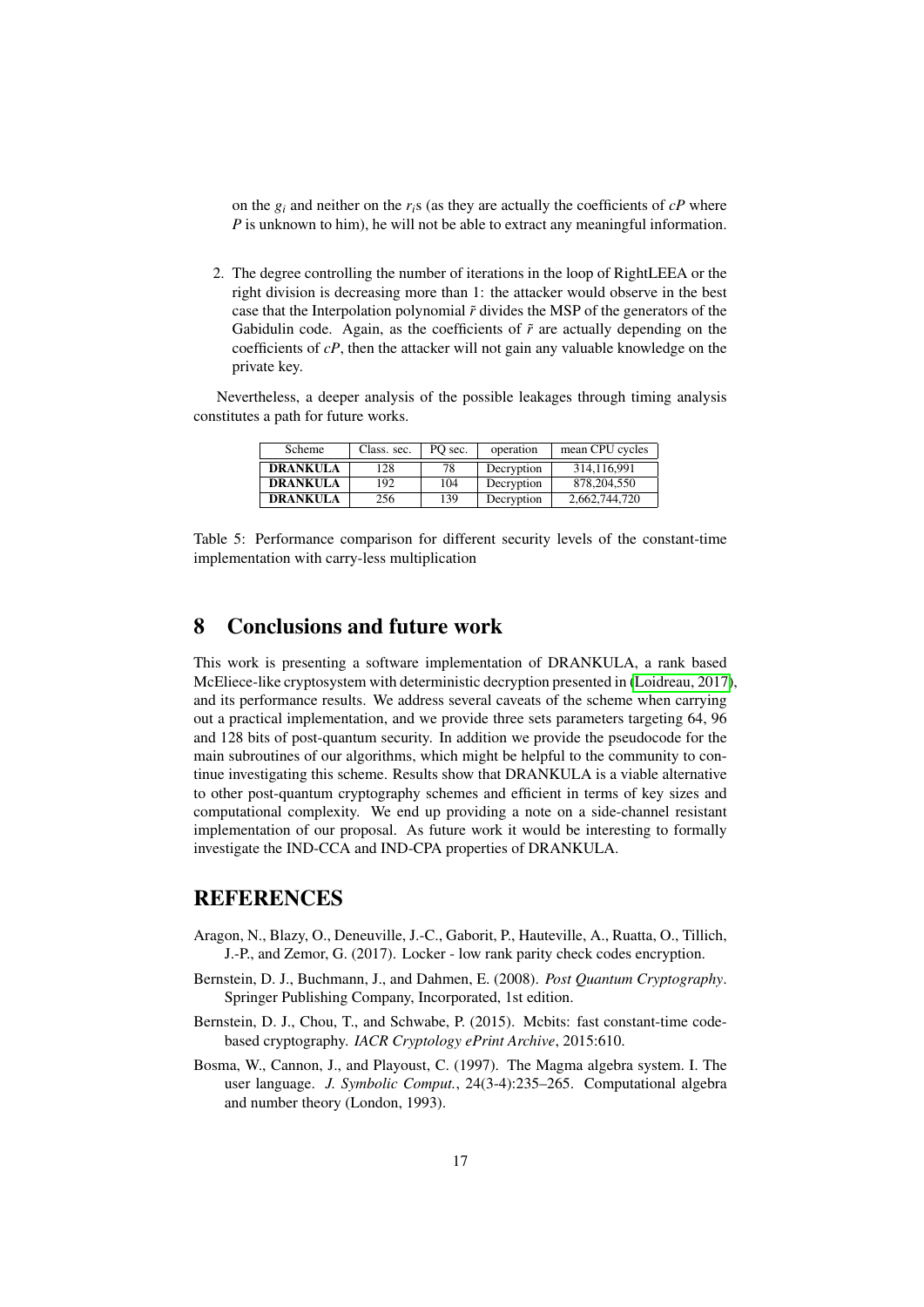on the $g_i$ and neither on the $r_i$s (as they are actually the coefficients of $cP$ where $P$ is unknown to him), he will not be able to extract any meaningful information.

2. The degree controlling the number of iterations in the loop of RightLEEA or the right division is decreasing more than 1: the attacker would observe in the best case that the Interpolation polynomial $\tilde{r}$ divides the MSP of the generators of the Gabidulin code. Again, as the coefficients of $\tilde{r}$ are actually depending on the coefficients of $cP$, then the attacker will not gain any valuable knowledge on the private key.

Nevertheless, a deeper analysis of the possible leakages through timing analysis constitutes a path for future works.

| Scheme | Class. sec. | PQ sec. | operation | mean CPU cycles |
|---|---|---|---|---|
| **DRANKULA** | 128 | 78 | Decryption | 314,116,991 |
| **DRANKULA** | 192 | 104 | Decryption | 878,204,550 |
| **DRANKULA** | 256 | 139 | Decryption | 2,662,744,720 |

Table 5: Performance comparison for different security levels of the constant-time implementation with carry-less multiplication

# 8 Conclusions and future work

This work is presenting a software implementation of DRANKULA, a rank based McEliece-like cryptosystem with deterministic decryption presented in (Loidreau, 2017), and its performance results. We address several caveats of the scheme when carrying out a practical implementation, and we provide three sets parameters targeting 64, 96 and 128 bits of post-quantum security. In addition we provide the pseudocode for the main subroutines of our algorithms, which might be helpful to the community to continue investigating this scheme. Results show that DRANKULA is a viable alternative to other post-quantum cryptography schemes and efficient in terms of key sizes and computational complexity. We end up providing a note on a side-channel resistant implementation of our proposal. As future work it would be interesting to formally investigate the IND-CCA and IND-CPA properties of DRANKULA.

# REFERENCES

Aragon, N., Blazy, O., Deneuville, J.-C., Gaborit, P., Hauteville, A., Ruatta, O., Tillich, J.-P., and Zemor, G. (2017). Locker - low rank parity check codes encryption.

Bernstein, D. J., Buchmann, J., and Dahmen, E. (2008). *Post Quantum Cryptography*. Springer Publishing Company, Incorporated, 1st edition.

Bernstein, D. J., Chou, T., and Schwabe, P. (2015). Mcbits: fast constant-time code-based cryptography. *IACR Cryptology ePrint Archive*, 2015:610.

Bosma, W., Cannon, J., and Playoust, C. (1997). The Magma algebra system. I. The user language. *J. Symbolic Comput.*, 24(3-4):235–265. Computational algebra and number theory (London, 1993).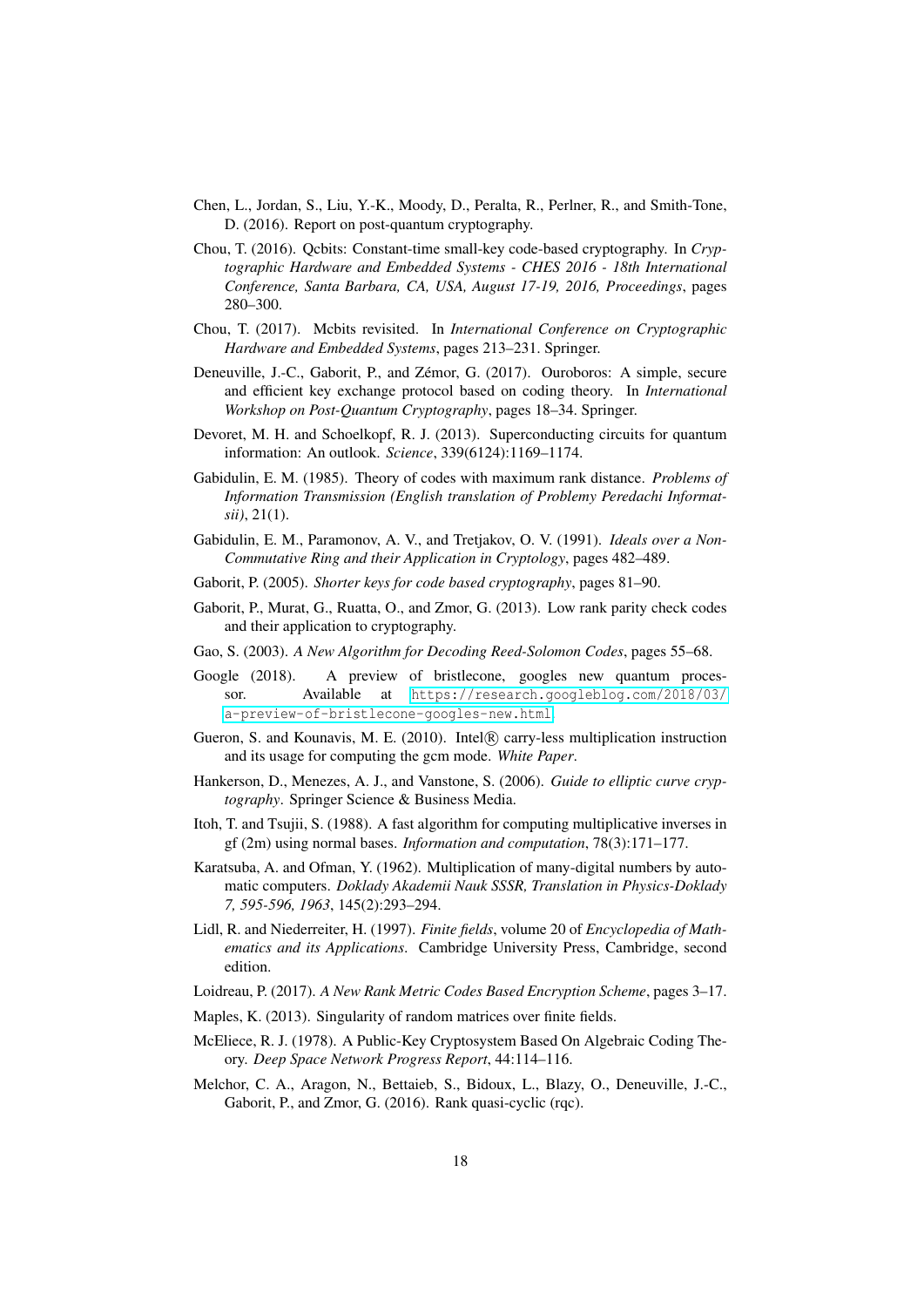Chen, L., Jordan, S., Liu, Y.-K., Moody, D., Peralta, R., Perlner, R., and Smith-Tone, D. (2016). Report on post-quantum cryptography.

Chou, T. (2016). Qcbits: Constant-time small-key code-based cryptography. In *Cryptographic Hardware and Embedded Systems - CHES 2016 - 18th International Conference, Santa Barbara, CA, USA, August 17-19, 2016, Proceedings*, pages 280–300.

Chou, T. (2017). Mcbits revisited. In *International Conference on Cryptographic Hardware and Embedded Systems*, pages 213–231. Springer.

Deneuville, J.-C., Gaborit, P., and Zémor, G. (2017). Ouroboros: A simple, secure and efficient key exchange protocol based on coding theory. In *International Workshop on Post-Quantum Cryptography*, pages 18–34. Springer.

Devoret, M. H. and Schoelkopf, R. J. (2013). Superconducting circuits for quantum information: An outlook. *Science*, 339(6124):1169–1174.

Gabidulin, E. M. (1985). Theory of codes with maximum rank distance. *Problems of Information Transmission (English translation of Problemy Peredachi Informatsii)*, 21(1).

Gabidulin, E. M., Paramonov, A. V., and Tretjakov, O. V. (1991). *Ideals over a Non-Commutative Ring and their Application in Cryptology*, pages 482–489.

Gaborit, P. (2005). *Shorter keys for code based cryptography*, pages 81–90.

Gaborit, P., Murat, G., Ruatta, O., and Zmor, G. (2013). Low rank parity check codes and their application to cryptography.

Gao, S. (2003). *A New Algorithm for Decoding Reed-Solomon Codes*, pages 55–68.

Google (2018). A preview of bristlecone, googles new quantum processor. Available at https://research.googleblog.com/2018/03/a-preview-of-bristlecone-googles-new.html.

Gueron, S. and Kounavis, M. E. (2010). Intel® carry-less multiplication instruction and its usage for computing the gcm mode. *White Paper*.

Hankerson, D., Menezes, A. J., and Vanstone, S. (2006). *Guide to elliptic curve cryptography*. Springer Science & Business Media.

Itoh, T. and Tsujii, S. (1988). A fast algorithm for computing multiplicative inverses in gf (2m) using normal bases. *Information and computation*, 78(3):171–177.

Karatsuba, A. and Ofman, Y. (1962). Multiplication of many-digital numbers by automatic computers. *Doklady Akademii Nauk SSSR, Translation in Physics-Doklady 7, 595-596, 1963*, 145(2):293–294.

Lidl, R. and Niederreiter, H. (1997). *Finite fields*, volume 20 of *Encyclopedia of Mathematics and its Applications*. Cambridge University Press, Cambridge, second edition.

Loidreau, P. (2017). *A New Rank Metric Codes Based Encryption Scheme*, pages 3–17.

Maples, K. (2013). Singularity of random matrices over finite fields.

McEliece, R. J. (1978). A Public-Key Cryptosystem Based On Algebraic Coding Theory. *Deep Space Network Progress Report*, 44:114–116.

Melchor, C. A., Aragon, N., Bettaieb, S., Bidoux, L., Blazy, O., Deneuville, J.-C., Gaborit, P., and Zmor, G. (2016). Rank quasi-cyclic (rqc).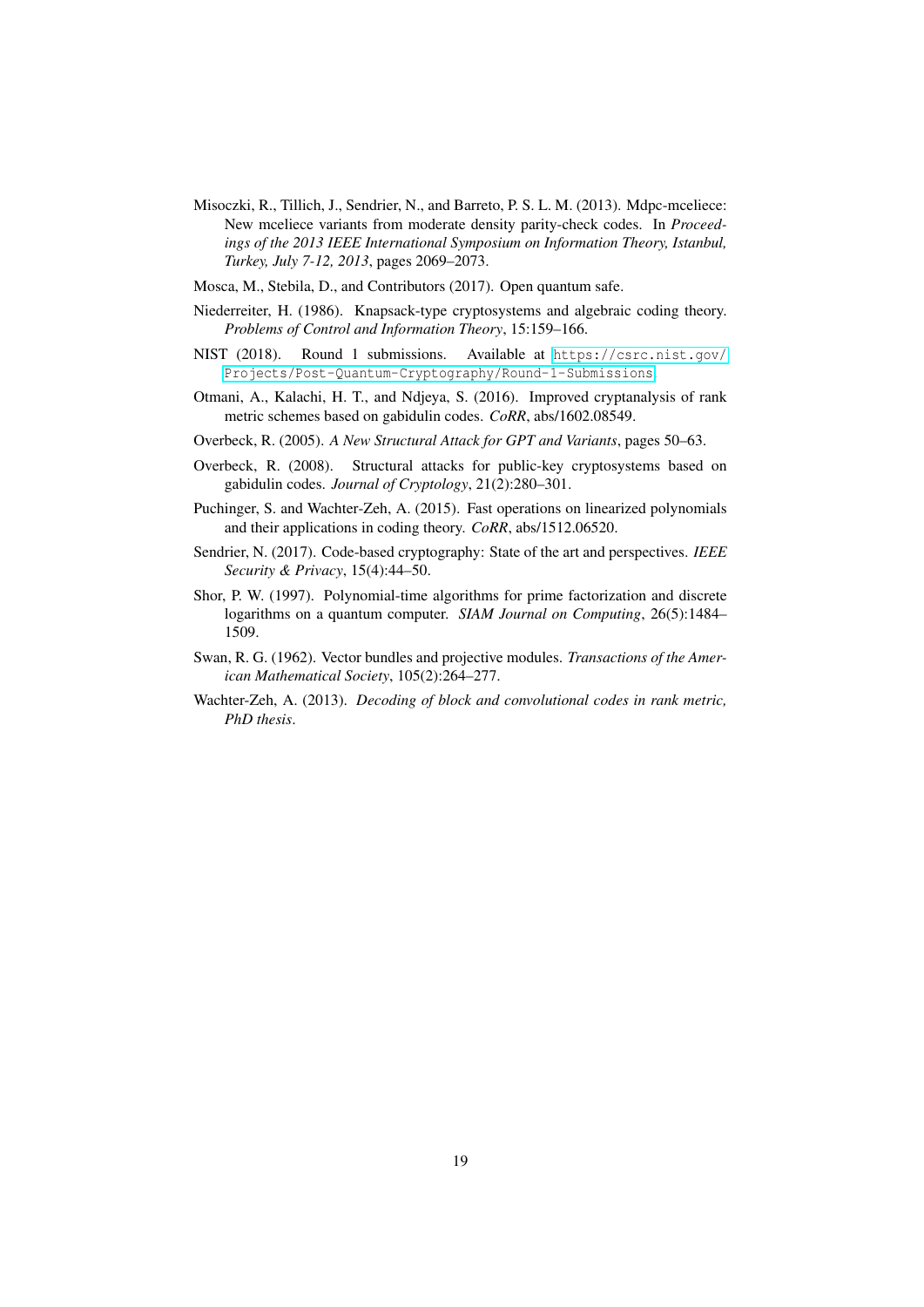Misoczki, R., Tillich, J., Sendrier, N., and Barreto, P. S. L. M. (2013). Mdpc-mceliece: New mceliece variants from moderate density parity-check codes. In *Proceedings of the 2013 IEEE International Symposium on Information Theory, Istanbul, Turkey, July 7-12, 2013*, pages 2069–2073.

Mosca, M., Stebila, D., and Contributors (2017). Open quantum safe.

Niederreiter, H. (1986). Knapsack-type cryptosystems and algebraic coding theory. *Problems of Control and Information Theory*, 15:159–166.

NIST (2018). Round 1 submissions. Available at https://csrc.nist.gov/Projects/Post-Quantum-Cryptography/Round-1-Submissions.

Otmani, A., Kalachi, H. T., and Ndjeya, S. (2016). Improved cryptanalysis of rank metric schemes based on gabidulin codes. *CoRR*, abs/1602.08549.

Overbeck, R. (2005). *A New Structural Attack for GPT and Variants*, pages 50–63.

Overbeck, R. (2008). Structural attacks for public-key cryptosystems based on gabidulin codes. *Journal of Cryptology*, 21(2):280–301.

Puchinger, S. and Wachter-Zeh, A. (2015). Fast operations on linearized polynomials and their applications in coding theory. *CoRR*, abs/1512.06520.

Sendrier, N. (2017). Code-based cryptography: State of the art and perspectives. *IEEE Security & Privacy*, 15(4):44–50.

Shor, P. W. (1997). Polynomial-time algorithms for prime factorization and discrete logarithms on a quantum computer. *SIAM Journal on Computing*, 26(5):1484–1509.

Swan, R. G. (1962). Vector bundles and projective modules. *Transactions of the American Mathematical Society*, 105(2):264–277.

Wachter-Zeh, A. (2013). *Decoding of block and convolutional codes in rank metric, PhD thesis*.